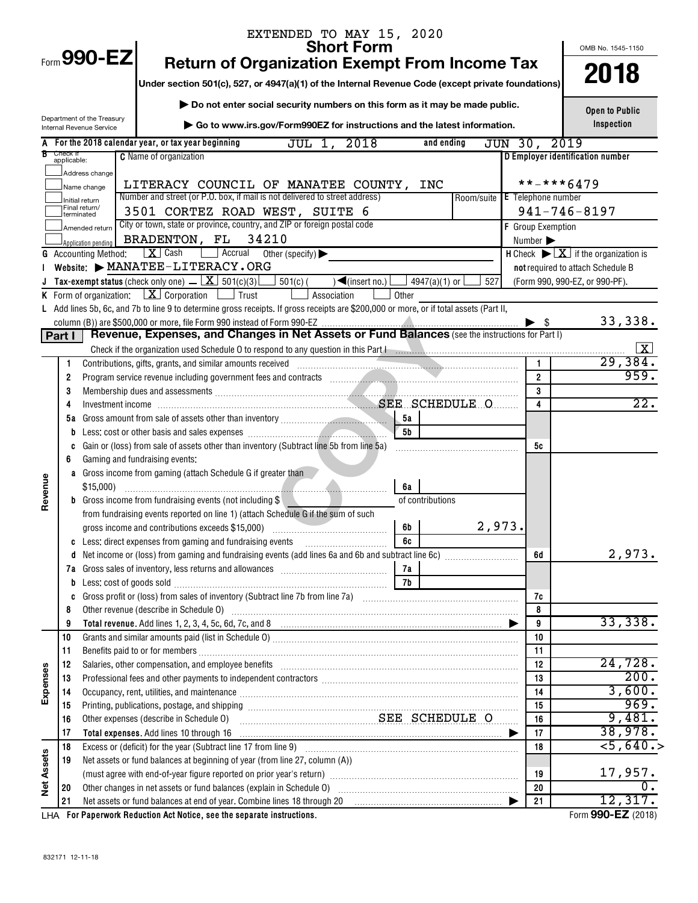EXTENDED TO MAY 15, 2020

# Form 990-EZ — Short Form — Return of Organization Exempt From Income Tax — 2018

OMB No. 1545-1150

Under section 501(c), 527, or 4947(a)(1) of the Internal Revenue Code (except private foundations)

▶ Do not enter social security numbers on this form as it may be made public.

▶ Go to www.irs.gov/Form990EZ for instructions and the latest information.

Department of the Treasury
Internal Revenue Service

**Open to Public Inspection**

**A** For the 2018 calendar year, or tax year beginning JUL 1, 2018 and ending JUN 30, 2019

**B** Check if applicable:
- Address change
- Name change
- Initial return
- Final return/terminated
- Amended return
- Application pending

**C** Name of organization: LITERACY COUNCIL OF MANATEE COUNTY, INC

Number and street (or P.O. box, if mail is not delivered to street address): 3501 CORTEZ ROAD WEST, SUITE 6 — Room/suite

City or town, state or province, country, and ZIP or foreign postal code: BRADENTON, FL 34210

**D** Employer identification number: **-***6479

**E** Telephone number: 941-746-8197

**F** Group Exemption Number ▶

**G** Accounting Method: [X] Cash [ ] Accrual Other (specify) ▶

**H** Check ▶ [X] if the organization is **not** required to attach Schedule B (Form 990, 990-EZ, or 990-PF).

**I** Website: ▶ MANATEE-LITERACY.ORG

**J** Tax-exempt status (check only one) — [X] 501(c)(3) [ ] 501(c) ( ) ◀(insert no.) [ ] 4947(a)(1) or [ ] 527

**K** Form of organization: [X] Corporation [ ] Trust [ ] Association [ ] Other

**L** Add lines 5b, 6c, and 7b to line 9 to determine gross receipts. If gross receipts are $200,000 or more, or if total assets (Part II, column (B)) are $500,000 or more, file Form 990 instead of Form 990-EZ ▶ $ 33,338.

## Part I — Revenue, Expenses, and Changes in Net Assets or Fund Balances (see the instructions for Part I)

Check if the organization used Schedule O to respond to any question in this Part I [X]

| Section | Line | Description | Sub-line | Sub-amount | Line | Amount |
|---|---|---|---|---|---|---|
| Revenue | 1 | Contributions, gifts, grants, and similar amounts received | | | 1 | 29,384. |
| | 2 | Program service revenue including government fees and contracts | | | 2 | 959. |
| | 3 | Membership dues and assessments | | | 3 | |
| | 4 | Investment income SEE SCHEDULE O | | | 4 | 22. |
| | 5a | Gross amount from sale of assets other than inventory | 5a | | | |
| | b | Less: cost or other basis and sales expenses | 5b | | | |
| | c | Gain or (loss) from sale of assets other than inventory (Subtract line 5b from line 5a) | | | 5c | |
| | 6 | Gaming and fundraising events: | | | | |
| | a | Gross income from gaming (attach Schedule G if greater than $15,000) | 6a | | | |
| | b | Gross income from fundraising events (not including $ of contributions from fundraising events reported on line 1) (attach Schedule G if the sum of such gross income and contributions exceeds $15,000) | 6b | 2,973. | | |
| | c | Less: direct expenses from gaming and fundraising events | 6c | | | |
| | d | Net income or (loss) from gaming and fundraising events (add lines 6a and 6b and subtract line 6c) | | | 6d | 2,973. |
| | 7a | Gross sales of inventory, less returns and allowances | 7a | | | |
| | b | Less: cost of goods sold | 7b | | | |
| | c | Gross profit or (loss) from sales of inventory (Subtract line 7b from line 7a) | | | 7c | |
| | 8 | Other revenue (describe in Schedule O) | | | 8 | |
| | 9 | **Total revenue.** Add lines 1, 2, 3, 4, 5c, 6d, 7c, and 8 ▶ | | | 9 | 33,338. |
| Expenses | 10 | Grants and similar amounts paid (list in Schedule O) | | | 10 | |
| | 11 | Benefits paid to or for members | | | 11 | |
| | 12 | Salaries, other compensation, and employee benefits | | | 12 | 24,728. |
| | 13 | Professional fees and other payments to independent contractors | | | 13 | 200. |
| | 14 | Occupancy, rent, utilities, and maintenance | | | 14 | 3,600. |
| | 15 | Printing, publications, postage, and shipping | | | 15 | 969. |
| | 16 | Other expenses (describe in Schedule O) SEE SCHEDULE O | | | 16 | 9,481. |
| | 17 | **Total expenses.** Add lines 10 through 16 ▶ | | | 17 | 38,978. |
| Net Assets | 18 | Excess or (deficit) for the year (Subtract line 17 from line 9) | | | 18 | <5,640.> |
| | 19 | Net assets or fund balances at beginning of year (from line 27, column (A)) (must agree with end-of-year figure reported on prior year's return) | | | 19 | 17,957. |
| | 20 | Other changes in net assets or fund balances (explain in Schedule O) | | | 20 | 0. |
| | 21 | Net assets or fund balances at end of year. Combine lines 18 through 20 ▶ | | | 21 | 12,317. |

LHA For Paperwork Reduction Act Notice, see the separate instructions.

Form **990-EZ** (2018)

832171 12-11-18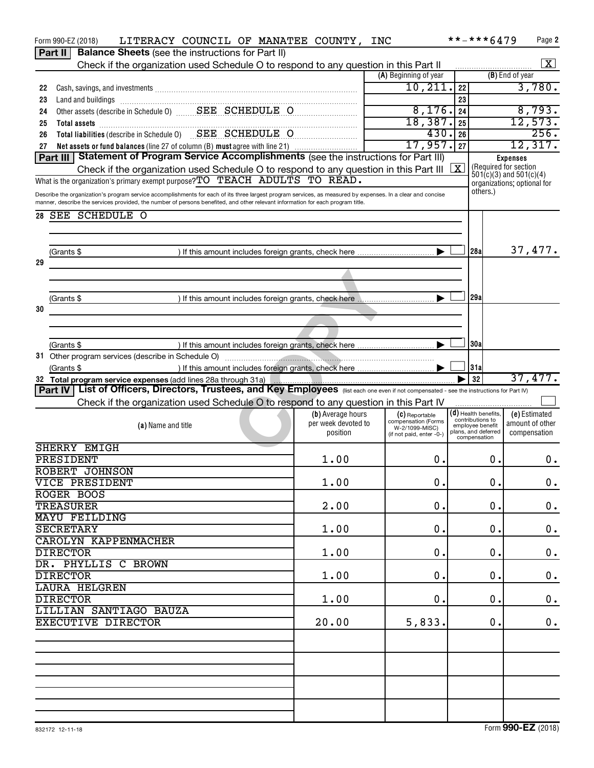Form 990-EZ (2018) LITERACY COUNCIL OF MANATEE COUNTY, INC **-***6479 Page 2

**Part II | Balance Sheets** (see the instructions for Part II)

Check if the organization used Schedule O to respond to any question in this Part II [X]

| | | (A) Beginning of year | | (B) End of year |
|---|---|---|---|---|
| 22 | Cash, savings, and investments | 10,211. | 22 | 3,780. |
| 23 | Land and buildings | | 23 | |
| 24 | Other assets (describe in Schedule O) SEE SCHEDULE O | 8,176. | 24 | 8,793. |
| 25 | **Total assets** | 18,387. | 25 | 12,573. |
| 26 | **Total liabilities** (describe in Schedule O) SEE SCHEDULE O | 430. | 26 | 256. |
| 27 | **Net assets or fund balances** (line 27 of column (B) **must** agree with line 21) | 17,957. | 27 | 12,317. |

**Part III | Statement of Program Service Accomplishments** (see the instructions for Part III)

Check if the organization used Schedule O to respond to any question in this Part III [X]

What is the organization's primary exempt purpose? TO TEACH ADULTS TO READ.

Describe the organization's program service accomplishments for each of its three largest program services, as measured by expenses. In a clear and concise manner, describe the services provided, the number of persons benefited, and other relevant information for each program title.

**Expenses** (Required for section 501(c)(3) and 501(c)(4) organizations; optional for others.)

| | | | |
|---|---|---|---|
| 28 | SEE SCHEDULE O (Grants $ ) If this amount includes foreign grants, check here [ ] | 28a | 37,477. |
| 29 | (Grants $ ) If this amount includes foreign grants, check here [ ] | 29a | |
| 30 | (Grants $ ) If this amount includes foreign grants, check here [ ] | 30a | |
| 31 | Other program services (describe in Schedule O) (Grants $ ) If this amount includes foreign grants, check here [ ] | 31a | |
| 32 | **Total program service expenses** (add lines 28a through 31a) | 32 | 37,477. |

**Part IV | List of Officers, Directors, Trustees, and Key Employees** (list each one even if not compensated - see the instructions for Part IV)

Check if the organization used Schedule O to respond to any question in this Part IV [ ]

| (a) Name and title | (b) Average hours per week devoted to position | (c) Reportable compensation (Forms W-2/1099-MISC) (if not paid, enter -0-) | (d) Health benefits, contributions to employee benefit plans, and deferred compensation | (e) Estimated amount of other compensation |
|---|---|---|---|---|
| SHERRY EMIGH<br>PRESIDENT | 1.00 | 0. | 0. | 0. |
| ROBERT JOHNSON<br>VICE PRESIDENT | 1.00 | 0. | 0. | 0. |
| ROGER BOOS<br>TREASURER | 2.00 | 0. | 0. | 0. |
| MAYU FEILDING<br>SECRETARY | 1.00 | 0. | 0. | 0. |
| CAROLYN KAPPENMACHER<br>DIRECTOR | 1.00 | 0. | 0. | 0. |
| DR. PHYLLIS C BROWN<br>DIRECTOR | 1.00 | 0. | 0. | 0. |
| LAURA HELGREN<br>DIRECTOR | 1.00 | 0. | 0. | 0. |
| LILLIAN SANTIAGO BAUZA<br>EXECUTIVE DIRECTOR | 20.00 | 5,833. | 0. | 0. |

832172 12-11-18 Form **990-EZ** (2018)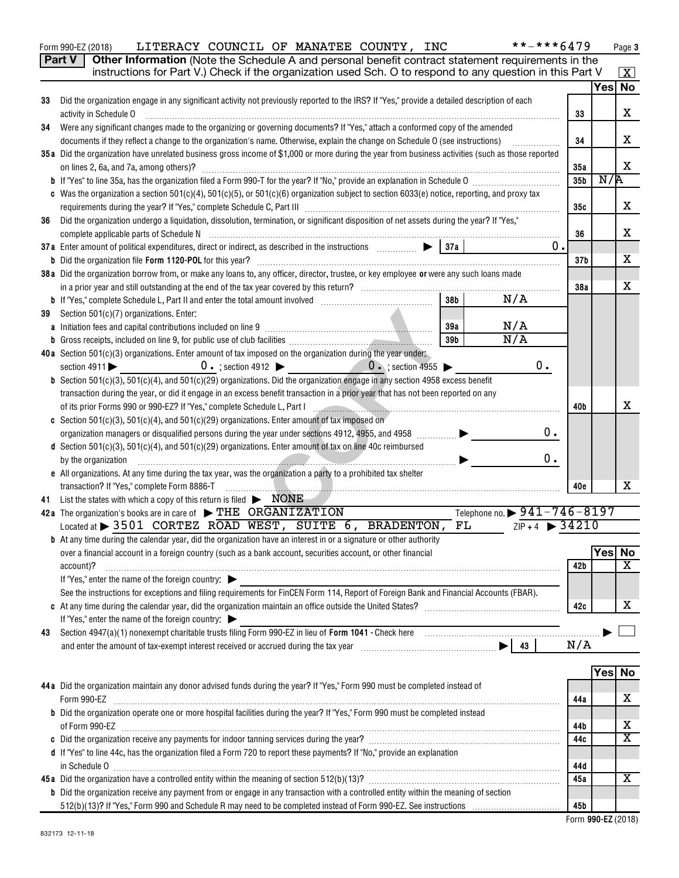Form 990-EZ (2018) LITERACY COUNCIL OF MANATEE COUNTY, INC **-***6479

## Part V Other Information (Note the Schedule A and personal benefit contract statement requirements in the instructions for Part V.) Check if the organization used Sch. O to respond to any question in this Part V [X]

| | | | Yes | No |
|---|---|---|---|---|
| 33 | Did the organization engage in any significant activity not previously reported to the IRS? If "Yes," provide a detailed description of each activity in Schedule O | 33 | | X |
| 34 | Were any significant changes made to the organizing or governing documents? If "Yes," attach a conformed copy of the amended documents if they reflect a change to the organization's name. Otherwise, explain the change on Schedule O (see instructions) | 34 | | X |
| 35a | Did the organization have unrelated business gross income of $1,000 or more during the year from business activities (such as those reported on lines 2, 6a, and 7a, among others)? | 35a | | X |
| b | If "Yes" to line 35a, has the organization filed a Form 990-T for the year? If "No," provide an explanation in Schedule O | 35b | N/A | |
| c | Was the organization a section 501(c)(4), 501(c)(5), or 501(c)(6) organization subject to section 6033(e) notice, reporting, and proxy tax requirements during the year? If "Yes," complete Schedule C, Part III | 35c | | X |
| 36 | Did the organization undergo a liquidation, dissolution, termination, or significant disposition of net assets during the year? If "Yes," complete applicable parts of Schedule N | 36 | | X |
| 37a | Enter amount of political expenditures, direct or indirect, as described in the instructions ▶ 37a 0. | | | |
| b | Did the organization file Form 1120-POL for this year? | 37b | | X |
| 38a | Did the organization borrow from, or make any loans to, any officer, director, trustee, or key employee or were any such loans made in a prior year and still outstanding at the end of the tax year covered by this return? | 38a | | X |
| b | If "Yes," complete Schedule L, Part II and enter the total amount involved 38b N/A | | | |
| 39 | Section 501(c)(7) organizations. Enter: | | | |
| a | Initiation fees and capital contributions included on line 9 39a N/A | | | |
| b | Gross receipts, included on line 9, for public use of club facilities 39b N/A | | | |
| 40a | Section 501(c)(3) organizations. Enter amount of tax imposed on the organization during the year under: section 4911 ▶ 0. ; section 4912 ▶ 0. ; section 4955 ▶ 0. | | | |
| b | Section 501(c)(3), 501(c)(4), and 501(c)(29) organizations. Did the organization engage in any section 4958 excess benefit transaction during the year, or did it engage in an excess benefit transaction in a prior year that has not been reported on any of its prior Forms 990 or 990-EZ? If "Yes," complete Schedule L, Part I | 40b | | X |
| c | Section 501(c)(3), 501(c)(4), and 501(c)(29) organizations. Enter amount of tax imposed on organization managers or disqualified persons during the year under sections 4912, 4955, and 4958 ▶ 0. | | | |
| d | Section 501(c)(3), 501(c)(4), and 501(c)(29) organizations. Enter amount of tax on line 40c reimbursed by the organization ▶ 0. | | | |
| e | All organizations. At any time during the tax year, was the organization a party to a prohibited tax shelter transaction? If "Yes," complete Form 8886-T | 40e | | X |

41 List the states with which a copy of this return is filed ▶ NONE

42a The organization's books are in care of ▶ THE ORGANIZATION Telephone no. ▶ 941-746-8197
Located at ▶ 3501 CORTEZ ROAD WEST, SUITE 6, BRADENTON, FL ZIP + 4 ▶ 34210

| | | | Yes | No |
|---|---|---|---|---|
| b | At any time during the calendar year, did the organization have an interest in or a signature or other authority over a financial account in a foreign country (such as a bank account, securities account, or other financial account)? If "Yes," enter the name of the foreign country: ▶ See the instructions for exceptions and filing requirements for FinCEN Form 114, Report of Foreign Bank and Financial Accounts (FBAR). | 42b | | X |
| c | At any time during the calendar year, did the organization maintain an office outside the United States? If "Yes," enter the name of the foreign country: ▶ | 42c | | X |

43 Section 4947(a)(1) nonexempt charitable trusts filing Form 990-EZ in lieu of Form 1041 - Check here ▶ [ ]
and enter the amount of tax-exempt interest received or accrued during the tax year ▶ 43 N/A

| | | | Yes | No |
|---|---|---|---|---|
| 44a | Did the organization maintain any donor advised funds during the year? If "Yes," Form 990 must be completed instead of Form 990-EZ | 44a | | X |
| b | Did the organization operate one or more hospital facilities during the year? If "Yes," Form 990 must be completed instead of Form 990-EZ | 44b | | X |
| c | Did the organization receive any payments for indoor tanning services during the year? | 44c | | X |
| d | If "Yes" to line 44c, has the organization filed a Form 720 to report these payments? If "No," provide an explanation in Schedule O | 44d | | |
| 45a | Did the organization have a controlled entity within the meaning of section 512(b)(13)? | 45a | | X |
| b | Did the organization receive any payment from or engage in any transaction with a controlled entity within the meaning of section 512(b)(13)? If "Yes," Form 990 and Schedule R may need to be completed instead of Form 990-EZ. See instructions | 45b | | |

Form 990-EZ (2018)

832173 12-11-18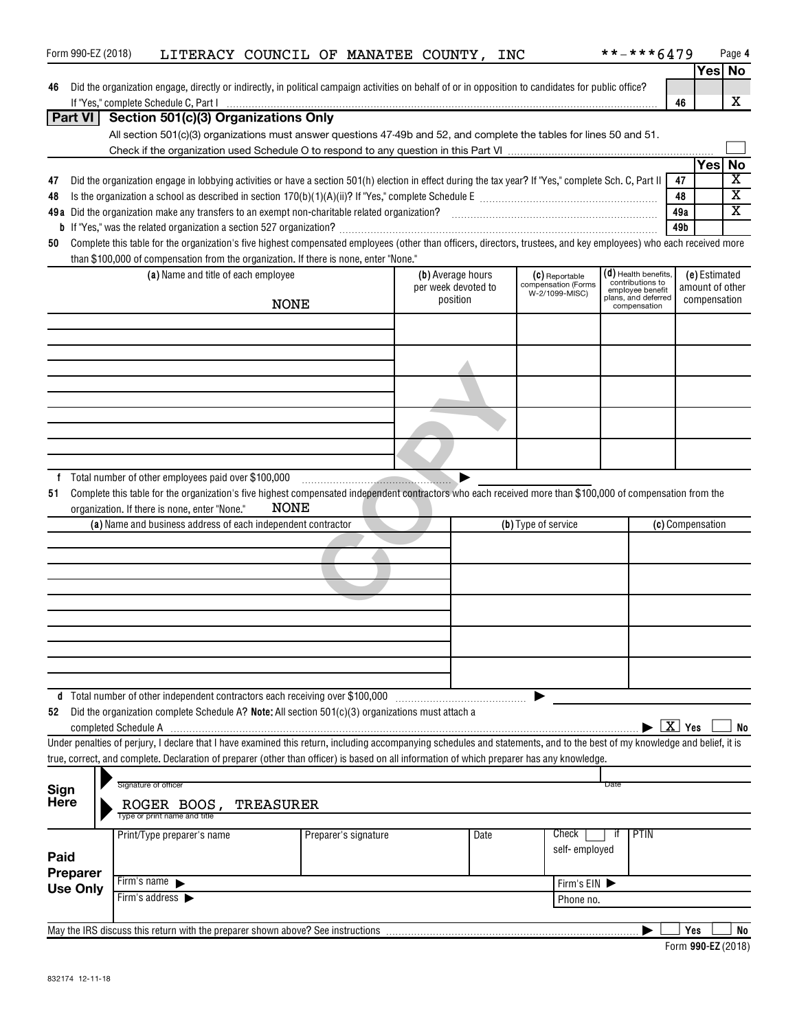Form 990-EZ (2018) LITERACY COUNCIL OF MANATEE COUNTY, INC **-***6479 Page 4

| | | | Yes | No |
|---|---|---|---|---|
| 46 | Did the organization engage, directly or indirectly, in political campaign activities on behalf of or in opposition to candidates for public office? If "Yes," complete Schedule C, Part I | 46 | | X |

## Part VI Section 501(c)(3) Organizations Only

All section 501(c)(3) organizations must answer questions 47-49b and 52, and complete the tables for lines 50 and 51.

Check if the organization used Schedule O to respond to any question in this Part VI

| | | | Yes | No |
|---|---|---|---|---|
| 47 | Did the organization engage in lobbying activities or have a section 501(h) election in effect during the tax year? If "Yes," complete Sch. C, Part II | 47 | | X |
| 48 | Is the organization a school as described in section 170(b)(1)(A)(ii)? If "Yes," complete Schedule E | 48 | | X |
| 49a | Did the organization make any transfers to an exempt non-charitable related organization? | 49a | | X |
| b | If "Yes," was the related organization a section 527 organization? | 49b | | |

**50** Complete this table for the organization's five highest compensated employees (other than officers, directors, trustees, and key employees) who each received more than $100,000 of compensation from the organization. If there is none, enter "None."

| (a) Name and title of each employee | (b) Average hours per week devoted to position | (c) Reportable compensation (Forms W-2/1099-MISC) | (d) Health benefits, contributions to employee benefit plans, and deferred compensation | (e) Estimated amount of other compensation |
|---|---|---|---|---|
| NONE | | | | |
| | | | | |
| | | | | |
| | | | | |
| | | | | |

**f** Total number of other employees paid over $100,000

**51** Complete this table for the organization's five highest compensated independent contractors who each received more than $100,000 of compensation from the organization. If there is none, enter "None." NONE

| (a) Name and business address of each independent contractor | (b) Type of service | (c) Compensation |
|---|---|---|
| | | |
| | | |
| | | |
| | | |
| | | |

**d** Total number of other independent contractors each receiving over $100,000

**52** Did the organization complete Schedule A? **Note:** All section 501(c)(3) organizations must attach a completed Schedule A [X] Yes [ ] No

Under penalties of perjury, I declare that I have examined this return, including accompanying schedules and statements, and to the best of my knowledge and belief, it is true, correct, and complete. Declaration of preparer (other than officer) is based on all information of which preparer has any knowledge.

**Sign Here**

Signature of officer — Date

ROGER BOOS, TREASURER
Type or print name and title

**Paid Preparer Use Only**

| Print/Type preparer's name | Preparer's signature | Date | Check [ ] if self-employed | PTIN |
|---|---|---|---|---|
| | | | | |
| Firm's name ▶ | | | Firm's EIN ▶ | |
| Firm's address ▶ | | | Phone no. | |

May the IRS discuss this return with the preparer shown above? See instructions [ ] Yes [ ] No

Form **990-EZ** (2018)

832174 12-11-18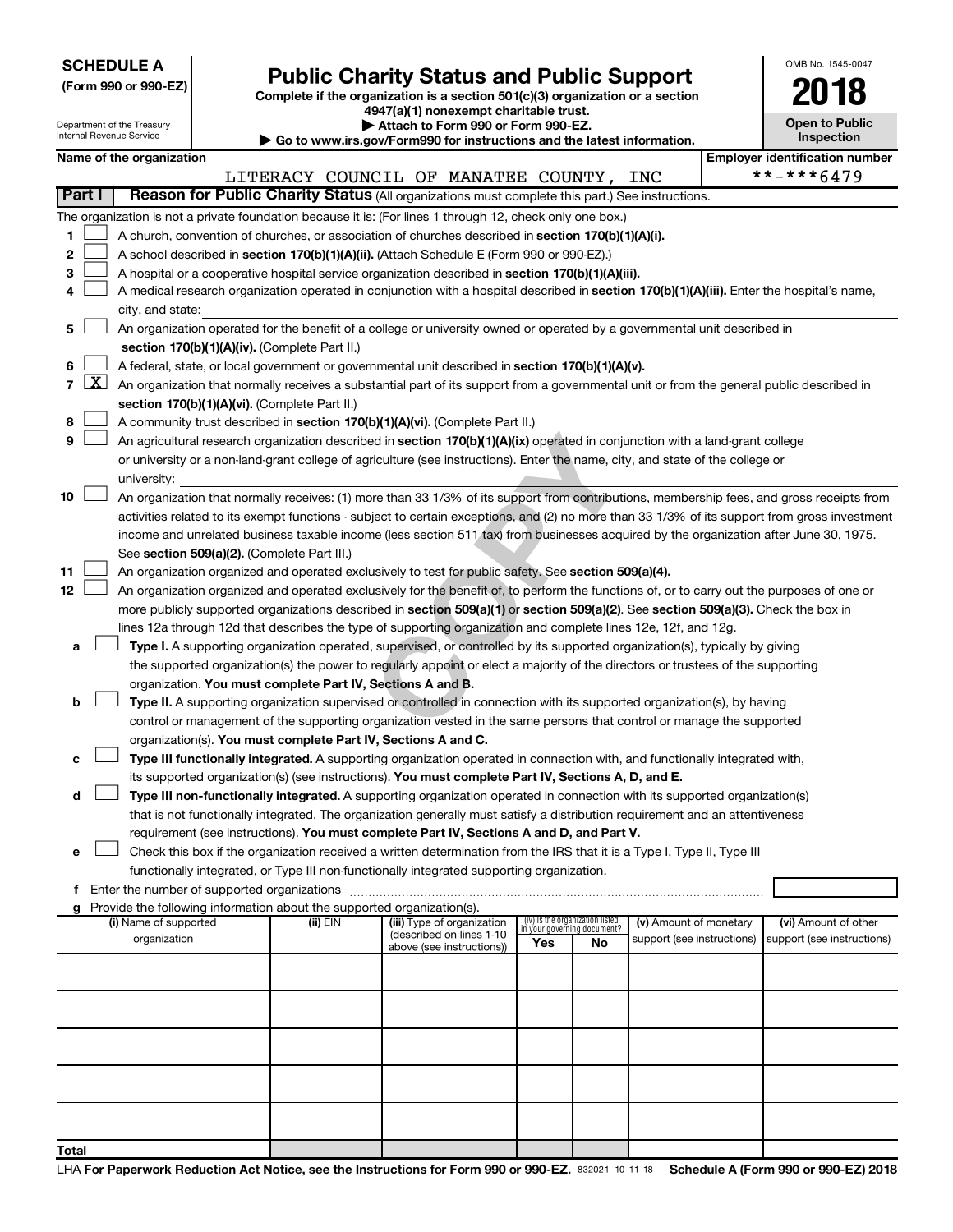**SCHEDULE A**
**(Form 990 or 990-EZ)**

Department of the Treasury
Internal Revenue Service

# Public Charity Status and Public Support

**Complete if the organization is a section 501(c)(3) organization or a section 4947(a)(1) nonexempt charitable trust.**
**▶ Attach to Form 990 or Form 990-EZ.**
**▶ Go to www.irs.gov/Form990 for instructions and the latest information.**

OMB No. 1545-0047

**2018**

**Open to Public Inspection**

**Name of the organization**
LITERACY COUNCIL OF MANATEE COUNTY, INC

**Employer identification number**
\*\*-\*\*\*6479

**Part I** **Reason for Public Charity Status** (All organizations must complete this part.) See instructions.

The organization is not a private foundation because it is: (For lines 1 through 12, check only one box.)

1 ☐ A church, convention of churches, or association of churches described in **section 170(b)(1)(A)(i).**

2 ☐ A school described in **section 170(b)(1)(A)(ii).** (Attach Schedule E (Form 990 or 990-EZ).)

3 ☐ A hospital or a cooperative hospital service organization described in **section 170(b)(1)(A)(iii).**

4 ☐ A medical research organization operated in conjunction with a hospital described in **section 170(b)(1)(A)(iii).** Enter the hospital's name, city, and state:

5 ☐ An organization operated for the benefit of a college or university owned or operated by a governmental unit described in **section 170(b)(1)(A)(iv).** (Complete Part II.)

6 ☐ A federal, state, or local government or governmental unit described in **section 170(b)(1)(A)(v).**

7 ☒ An organization that normally receives a substantial part of its support from a governmental unit or from the general public described in **section 170(b)(1)(A)(vi).** (Complete Part II.)

8 ☐ A community trust described in **section 170(b)(1)(A)(vi).** (Complete Part II.)

9 ☐ An agricultural research organization described in **section 170(b)(1)(A)(ix)** operated in conjunction with a land-grant college or university or a non-land-grant college of agriculture (see instructions). Enter the name, city, and state of the college or university:

10 ☐ An organization that normally receives: (1) more than 33 1/3% of its support from contributions, membership fees, and gross receipts from activities related to its exempt functions - subject to certain exceptions, and (2) no more than 33 1/3% of its support from gross investment income and unrelated business taxable income (less section 511 tax) from businesses acquired by the organization after June 30, 1975. See **section 509(a)(2).** (Complete Part III.)

11 ☐ An organization organized and operated exclusively to test for public safety. See **section 509(a)(4).**

12 ☐ An organization organized and operated exclusively for the benefit of, to perform the functions of, or to carry out the purposes of one or more publicly supported organizations described in **section 509(a)(1)** or **section 509(a)(2)**. See **section 509(a)(3).** Check the box in lines 12a through 12d that describes the type of supporting organization and complete lines 12e, 12f, and 12g.

a ☐ **Type I.** A supporting organization operated, supervised, or controlled by its supported organization(s), typically by giving the supported organization(s) the power to regularly appoint or elect a majority of the directors or trustees of the supporting organization. **You must complete Part IV, Sections A and B.**

b ☐ **Type II.** A supporting organization supervised or controlled in connection with its supported organization(s), by having control or management of the supporting organization vested in the same persons that control or manage the supported organization(s). **You must complete Part IV, Sections A and C.**

c ☐ **Type III functionally integrated.** A supporting organization operated in connection with, and functionally integrated with, its supported organization(s) (see instructions). **You must complete Part IV, Sections A, D, and E.**

d ☐ **Type III non-functionally integrated.** A supporting organization operated in connection with its supported organization(s) that is not functionally integrated. The organization generally must satisfy a distribution requirement and an attentiveness requirement (see instructions). **You must complete Part IV, Sections A and D, and Part V.**

e ☐ Check this box if the organization received a written determination from the IRS that it is a Type I, Type II, Type III functionally integrated, or Type III non-functionally integrated supporting organization.

f Enter the number of supported organizations

g Provide the following information about the supported organization(s).

| (i) Name of supported organization | (ii) EIN | (iii) Type of organization (described on lines 1-10 above (see instructions)) | (iv) Is the organization listed in your governing document? Yes | No | (v) Amount of monetary support (see instructions) | (vi) Amount of other support (see instructions) |
|---|---|---|---|---|---|---|
| | | | | | | |
| | | | | | | |
| | | | | | | |
| | | | | | | |
| | | | | | | |
| **Total** | | | | | | |

LHA **For Paperwork Reduction Act Notice, see the Instructions for Form 990 or 990-EZ.** 832021 10-11-18 **Schedule A (Form 990 or 990-EZ) 2018**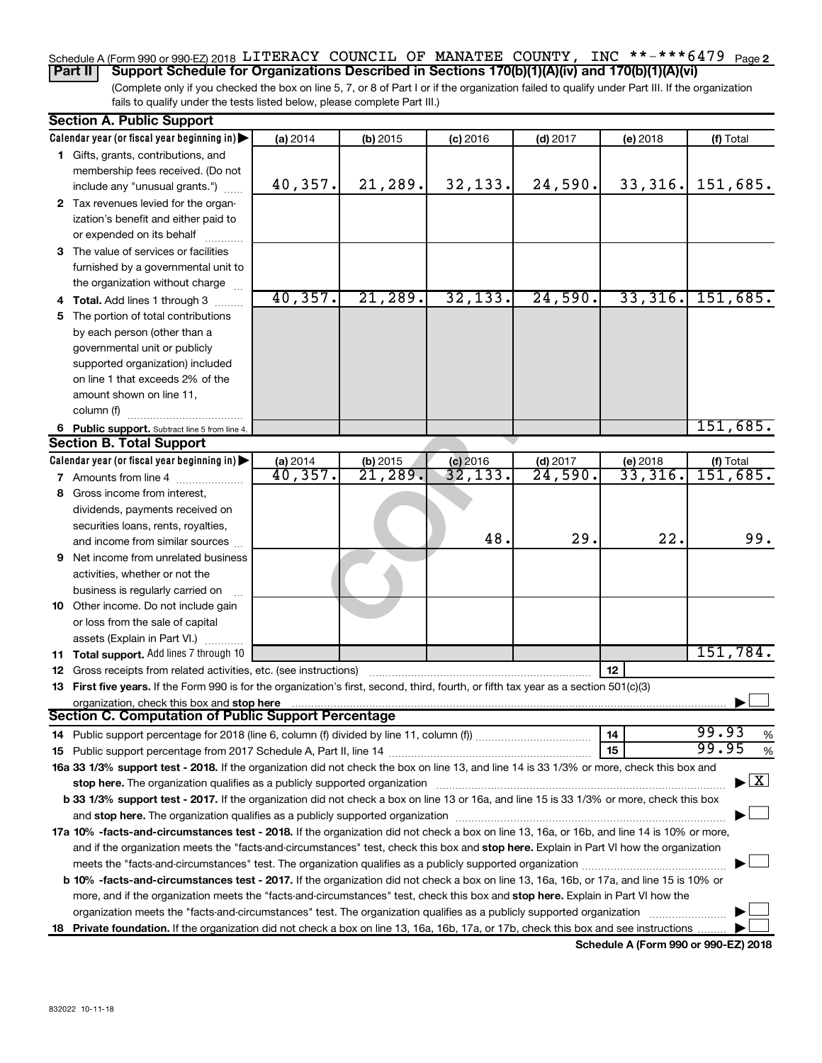Schedule A (Form 990 or 990-EZ) 2018 LITERACY COUNCIL OF MANATEE COUNTY, INC **-***6479 Page 2

**Part II | Support Schedule for Organizations Described in Sections 170(b)(1)(A)(iv) and 170(b)(1)(A)(vi)**

(Complete only if you checked the box on line 5, 7, or 8 of Part I or if the organization failed to qualify under Part III. If the organization fails to qualify under the tests listed below, please complete Part III.)

**Section A. Public Support**

| Calendar year (or fiscal year beginning in) ▶ | (a) 2014 | (b) 2015 | (c) 2016 | (d) 2017 | (e) 2018 | (f) Total |
|---|---|---|---|---|---|---|
| 1 Gifts, grants, contributions, and membership fees received. (Do not include any "unusual grants.") | 40,357. | 21,289. | 32,133. | 24,590. | 33,316. | 151,685. |
| 2 Tax revenues levied for the organization's benefit and either paid to or expended on its behalf | | | | | | |
| 3 The value of services or facilities furnished by a governmental unit to the organization without charge | | | | | | |
| 4 **Total.** Add lines 1 through 3 | 40,357. | 21,289. | 32,133. | 24,590. | 33,316. | 151,685. |
| 5 The portion of total contributions by each person (other than a governmental unit or publicly supported organization) included on line 1 that exceeds 2% of the amount shown on line 11, column (f) | | | | | | |
| 6 **Public support.** Subtract line 5 from line 4. | | | | | | 151,685. |

**Section B. Total Support**

| Calendar year (or fiscal year beginning in) ▶ | (a) 2014 | (b) 2015 | (c) 2016 | (d) 2017 | (e) 2018 | (f) Total |
|---|---|---|---|---|---|---|
| 7 Amounts from line 4 | 40,357. | 21,289. | 32,133. | 24,590. | 33,316. | 151,685. |
| 8 Gross income from interest, dividends, payments received on securities loans, rents, royalties, and income from similar sources | | | 48. | 29. | 22. | 99. |
| 9 Net income from unrelated business activities, whether or not the business is regularly carried on | | | | | | |
| 10 Other income. Do not include gain or loss from the sale of capital assets (Explain in Part VI.) | | | | | | |
| 11 **Total support.** Add lines 7 through 10 | | | | | | 151,784. |

12 Gross receipts from related activities, etc. (see instructions) | 12 |

13 **First five years.** If the Form 990 is for the organization's first, second, third, fourth, or fifth tax year as a section 501(c)(3) organization, check this box and **stop here** ▶ ☐

**Section C. Computation of Public Support Percentage**

14 Public support percentage for 2018 (line 6, column (f) divided by line 11, column (f)) | 14 | 99.93 %

15 Public support percentage from 2017 Schedule A, Part II, line 14 | 15 | 99.95 %

**16a 33 1/3% support test - 2018.** If the organization did not check the box on line 13, and line 14 is 33 1/3% or more, check this box and **stop here.** The organization qualifies as a publicly supported organization ▶ ☒

**b 33 1/3% support test - 2017.** If the organization did not check a box on line 13 or 16a, and line 15 is 33 1/3% or more, check this box and **stop here.** The organization qualifies as a publicly supported organization ▶ ☐

**17a 10% -facts-and-circumstances test - 2018.** If the organization did not check a box on line 13, 16a, or 16b, and line 14 is 10% or more, and if the organization meets the "facts-and-circumstances" test, check this box and **stop here.** Explain in Part VI how the organization meets the "facts-and-circumstances" test. The organization qualifies as a publicly supported organization ▶ ☐

**b 10% -facts-and-circumstances test - 2017.** If the organization did not check a box on line 13, 16a, 16b, or 17a, and line 15 is 10% or more, and if the organization meets the "facts-and-circumstances" test, check this box and **stop here.** Explain in Part VI how the organization meets the "facts-and-circumstances" test. The organization qualifies as a publicly supported organization ▶ ☐

**18 Private foundation.** If the organization did not check a box on line 13, 16a, 16b, 17a, or 17b, check this box and see instructions ▶ ☐

**Schedule A (Form 990 or 990-EZ) 2018**

832022 10-11-18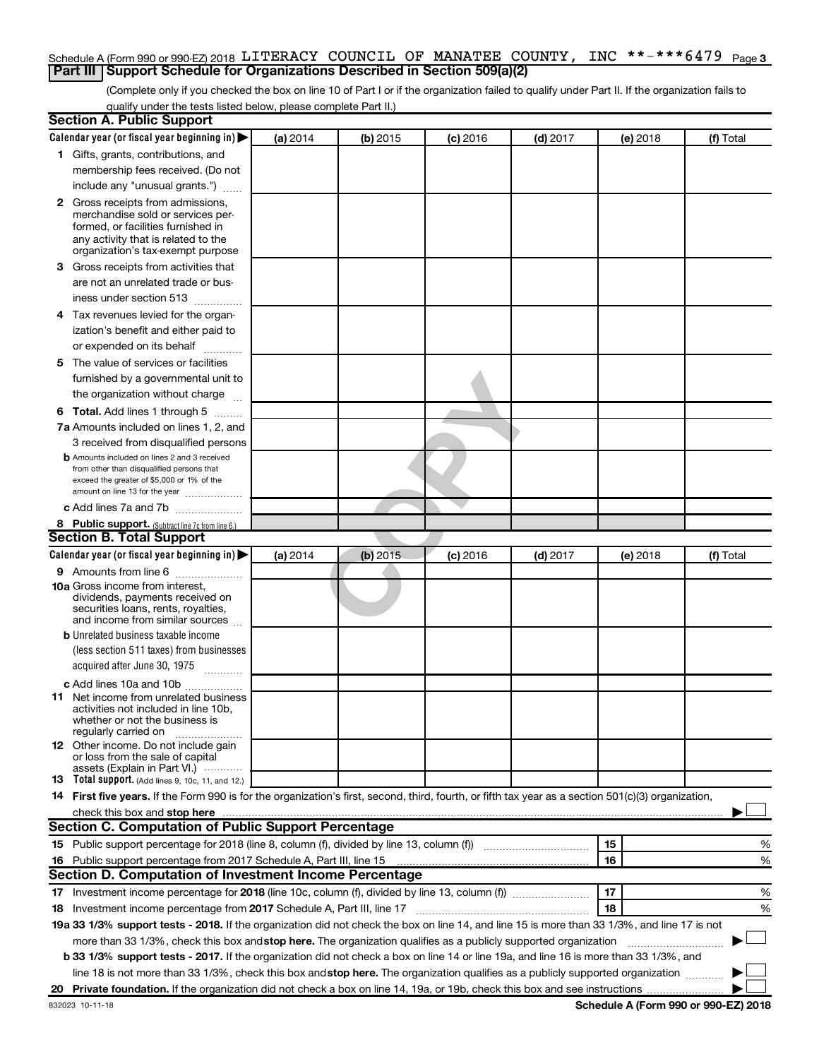Schedule A (Form 990 or 990-EZ) 2018 LITERACY COUNCIL OF MANATEE COUNTY, INC **-***6479 Page 3

## Part III Support Schedule for Organizations Described in Section 509(a)(2)

(Complete only if you checked the box on line 10 of Part I or if the organization failed to qualify under Part II. If the organization fails to qualify under the tests listed below, please complete Part II.)

### Section A. Public Support

| Calendar year (or fiscal year beginning in) ▶ | (a) 2014 | (b) 2015 | (c) 2016 | (d) 2017 | (e) 2018 | (f) Total |
|---|---|---|---|---|---|---|
| 1 Gifts, grants, contributions, and membership fees received. (Do not include any "unusual grants.") | | | | | | |
| 2 Gross receipts from admissions, merchandise sold or services performed, or facilities furnished in any activity that is related to the organization's tax-exempt purpose | | | | | | |
| 3 Gross receipts from activities that are not an unrelated trade or business under section 513 | | | | | | |
| 4 Tax revenues levied for the organization's benefit and either paid to or expended on its behalf | | | | | | |
| 5 The value of services or facilities furnished by a governmental unit to the organization without charge | | | | | | |
| 6 Total. Add lines 1 through 5 | | | | | | |
| 7a Amounts included on lines 1, 2, and 3 received from disqualified persons | | | | | | |
| b Amounts included on lines 2 and 3 received from other than disqualified persons that exceed the greater of $5,000 or 1% of the amount on line 13 for the year | | | | | | |
| c Add lines 7a and 7b | | | | | | |
| 8 Public support. (Subtract line 7c from line 6.) | | | | | | |

### Section B. Total Support

| Calendar year (or fiscal year beginning in) ▶ | (a) 2014 | (b) 2015 | (c) 2016 | (d) 2017 | (e) 2018 | (f) Total |
|---|---|---|---|---|---|---|
| 9 Amounts from line 6 | | | | | | |
| 10a Gross income from interest, dividends, payments received on securities loans, rents, royalties, and income from similar sources | | | | | | |
| b Unrelated business taxable income (less section 511 taxes) from businesses acquired after June 30, 1975 | | | | | | |
| c Add lines 10a and 10b | | | | | | |
| 11 Net income from unrelated business activities not included in line 10b, whether or not the business is regularly carried on | | | | | | |
| 12 Other income. Do not include gain or loss from the sale of capital assets (Explain in Part VI.) | | | | | | |
| 13 Total support. (Add lines 9, 10c, 11, and 12.) | | | | | | |

14 **First five years.** If the Form 990 is for the organization's first, second, third, fourth, or fifth tax year as a section 501(c)(3) organization, check this box and **stop here** ▶ ☐

### Section C. Computation of Public Support Percentage

| | | | |
|---|---|---|---|
| 15 | Public support percentage for 2018 (line 8, column (f), divided by line 13, column (f)) | 15 | % |
| 16 | Public support percentage from 2017 Schedule A, Part III, line 15 | 16 | % |

### Section D. Computation of Investment Income Percentage

| | | | |
|---|---|---|---|
| 17 | Investment income percentage for **2018** (line 10c, column (f), divided by line 13, column (f)) | 17 | % |
| 18 | Investment income percentage from **2017** Schedule A, Part III, line 17 | 18 | % |

**19a 33 1/3% support tests - 2018.** If the organization did not check the box on line 14, and line 15 is more than 33 1/3%, and line 17 is not more than 33 1/3%, check this box and **stop here.** The organization qualifies as a publicly supported organization ▶ ☐

**b 33 1/3% support tests - 2017.** If the organization did not check a box on line 14 or line 19a, and line 16 is more than 33 1/3%, and line 18 is not more than 33 1/3%, check this box and **stop here.** The organization qualifies as a publicly supported organization ▶ ☐

**20 Private foundation.** If the organization did not check a box on line 14, 19a, or 19b, check this box and see instructions ▶ ☐

832023 10-11-18 **Schedule A (Form 990 or 990-EZ) 2018**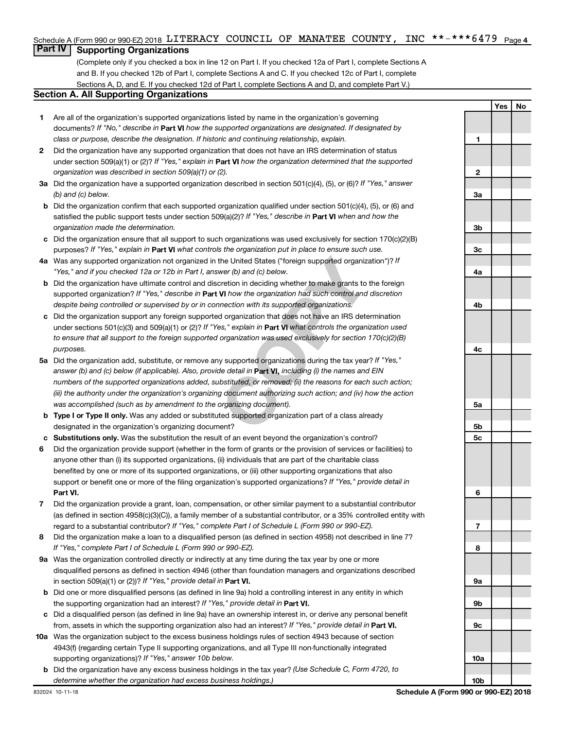Schedule A (Form 990 or 990-EZ) 2018 LITERACY COUNCIL OF MANATEE COUNTY, INC **-***6479

## Part IV Supporting Organizations

(Complete only if you checked a box in line 12 on Part I. If you checked 12a of Part I, complete Sections A and B. If you checked 12b of Part I, complete Sections A and C. If you checked 12c of Part I, complete Sections A, D, and E. If you checked 12d of Part I, complete Sections A and D, and complete Part V.)

### Section A. All Supporting Organizations

| | | | Yes | No |
|---|---|---|---|---|
| **1** | Are all of the organization's supported organizations listed by name in the organization's governing documents? *If "No," describe in* **Part VI** *how the supported organizations are designated. If designated by class or purpose, describe the designation. If historic and continuing relationship, explain.* | 1 | | |
| **2** | Did the organization have any supported organization that does not have an IRS determination of status under section 509(a)(1) or (2)? *If "Yes," explain in* **Part VI** *how the organization determined that the supported organization was described in section 509(a)(1) or (2).* | 2 | | |
| **3a** | Did the organization have a supported organization described in section 501(c)(4), (5), or (6)? *If "Yes," answer (b) and (c) below.* | 3a | | |
| **b** | Did the organization confirm that each supported organization qualified under section 501(c)(4), (5), or (6) and satisfied the public support tests under section 509(a)(2)? *If "Yes," describe in* **Part VI** *when and how the organization made the determination.* | 3b | | |
| **c** | Did the organization ensure that all support to such organizations was used exclusively for section 170(c)(2)(B) purposes? *If "Yes," explain in* **Part VI** *what controls the organization put in place to ensure such use.* | 3c | | |
| **4a** | Was any supported organization not organized in the United States ("foreign supported organization")? *If "Yes," and if you checked 12a or 12b in Part I, answer (b) and (c) below.* | 4a | | |
| **b** | Did the organization have ultimate control and discretion in deciding whether to make grants to the foreign supported organization? *If "Yes," describe in* **Part VI** *how the organization had such control and discretion despite being controlled or supervised by or in connection with its supported organizations.* | 4b | | |
| **c** | Did the organization support any foreign supported organization that does not have an IRS determination under sections 501(c)(3) and 509(a)(1) or (2)? *If "Yes," explain in* **Part VI** *what controls the organization used to ensure that all support to the foreign supported organization was used exclusively for section 170(c)(2)(B) purposes.* | 4c | | |
| **5a** | Did the organization add, substitute, or remove any supported organizations during the tax year? *If "Yes," answer (b) and (c) below (if applicable). Also, provide detail in* **Part VI,** *including (i) the names and EIN numbers of the supported organizations added, substituted, or removed; (ii) the reasons for each such action; (iii) the authority under the organization's organizing document authorizing such action; and (iv) how the action was accomplished (such as by amendment to the organizing document).* | 5a | | |
| **b** | **Type I or Type II only.** Was any added or substituted supported organization part of a class already designated in the organization's organizing document? | 5b | | |
| **c** | **Substitutions only.** Was the substitution the result of an event beyond the organization's control? | 5c | | |
| **6** | Did the organization provide support (whether in the form of grants or the provision of services or facilities) to anyone other than (i) its supported organizations, (ii) individuals that are part of the charitable class benefited by one or more of its supported organizations, or (iii) other supporting organizations that also support or benefit one or more of the filing organization's supported organizations? *If "Yes," provide detail in* **Part VI.** | 6 | | |
| **7** | Did the organization provide a grant, loan, compensation, or other similar payment to a substantial contributor (as defined in section 4958(c)(3)(C)), a family member of a substantial contributor, or a 35% controlled entity with regard to a substantial contributor? *If "Yes," complete Part I of Schedule L (Form 990 or 990-EZ).* | 7 | | |
| **8** | Did the organization make a loan to a disqualified person (as defined in section 4958) not described in line 7? *If "Yes," complete Part I of Schedule L (Form 990 or 990-EZ).* | 8 | | |
| **9a** | Was the organization controlled directly or indirectly at any time during the tax year by one or more disqualified persons as defined in section 4946 (other than foundation managers and organizations described in section 509(a)(1) or (2))? *If "Yes," provide detail in* **Part VI.** | 9a | | |
| **b** | Did one or more disqualified persons (as defined in line 9a) hold a controlling interest in any entity in which the supporting organization had an interest? *If "Yes," provide detail in* **Part VI.** | 9b | | |
| **c** | Did a disqualified person (as defined in line 9a) have an ownership interest in, or derive any personal benefit from, assets in which the supporting organization also had an interest? *If "Yes," provide detail in* **Part VI.** | 9c | | |
| **10a** | Was the organization subject to the excess business holdings rules of section 4943 because of section 4943(f) (regarding certain Type II supporting organizations, and all Type III non-functionally integrated supporting organizations)? *If "Yes," answer 10b below.* | 10a | | |
| **b** | Did the organization have any excess business holdings in the tax year? *(Use Schedule C, Form 4720, to determine whether the organization had excess business holdings.)* | 10b | | |

832024 10-11-18 **Schedule A (Form 990 or 990-EZ) 2018**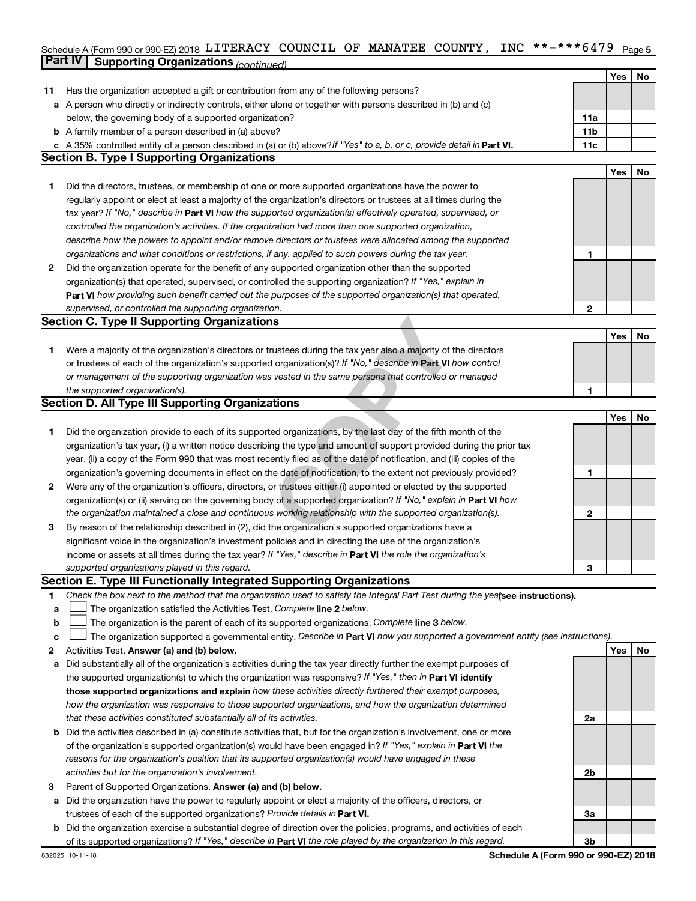Schedule A (Form 990 or 990-EZ) 2018 LITERACY COUNCIL OF MANATEE COUNTY, INC **-***6479 Page 5

## Part IV Supporting Organizations *(continued)*

| | | | Yes | No |
|---|---|---|---|---|
| **11** | Has the organization accepted a gift or contribution from any of the following persons? | | | |
| **a** | A person who directly or indirectly controls, either alone or together with persons described in (b) and (c) below, the governing body of a supported organization? | 11a | | |
| **b** | A family member of a person described in (a) above? | 11b | | |
| **c** | A 35% controlled entity of a person described in (a) or (b) above? *If "Yes" to a, b, or c, provide detail in* **Part VI.** | 11c | | |

### Section B. Type I Supporting Organizations

| | | | Yes | No |
|---|---|---|---|---|
| **1** | Did the directors, trustees, or membership of one or more supported organizations have the power to regularly appoint or elect at least a majority of the organization's directors or trustees at all times during the tax year? *If "No," describe in* **Part VI** *how the supported organization(s) effectively operated, supervised, or controlled the organization's activities. If the organization had more than one supported organization, describe how the powers to appoint and/or remove directors or trustees were allocated among the supported organizations and what conditions or restrictions, if any, applied to such powers during the tax year.* | 1 | | |
| **2** | Did the organization operate for the benefit of any supported organization other than the supported organization(s) that operated, supervised, or controlled the supporting organization? *If "Yes," explain in* **Part VI** *how providing such benefit carried out the purposes of the supported organization(s) that operated, supervised, or controlled the supporting organization.* | 2 | | |

### Section C. Type II Supporting Organizations

| | | | Yes | No |
|---|---|---|---|---|
| **1** | Were a majority of the organization's directors or trustees during the tax year also a majority of the directors or trustees of each of the organization's supported organization(s)? *If "No," describe in* **Part VI** *how control or management of the supporting organization was vested in the same persons that controlled or managed the supported organization(s).* | 1 | | |

### Section D. All Type III Supporting Organizations

| | | | Yes | No |
|---|---|---|---|---|
| **1** | Did the organization provide to each of its supported organizations, by the last day of the fifth month of the organization's tax year, (i) a written notice describing the type and amount of support provided during the prior tax year, (ii) a copy of the Form 990 that was most recently filed as of the date of notification, and (iii) copies of the organization's governing documents in effect on the date of notification, to the extent not previously provided? | 1 | | |
| **2** | Were any of the organization's officers, directors, or trustees either (i) appointed or elected by the supported organization(s) or (ii) serving on the governing body of a supported organization? *If "No," explain in* **Part VI** *how the organization maintained a close and continuous working relationship with the supported organization(s).* | 2 | | |
| **3** | By reason of the relationship described in (2), did the organization's supported organizations have a significant voice in the organization's investment policies and in directing the use of the organization's income or assets at all times during the tax year? *If "Yes," describe in* **Part VI** *the role the organization's supported organizations played in this regard.* | 3 | | |

### Section E. Type III Functionally Integrated Supporting Organizations

**1** *Check the box next to the method that the organization used to satisfy the Integral Part Test during the year* **(see instructions).**

- **a** ☐ The organization satisfied the Activities Test. *Complete* **line 2** *below.*
- **b** ☐ The organization is the parent of each of its supported organizations. *Complete* **line 3** *below.*
- **c** ☐ The organization supported a governmental entity. *Describe in* **Part VI** *how you supported a government entity (see instructions).*

| | | | Yes | No |
|---|---|---|---|---|
| **2** | Activities Test. **Answer (a) and (b) below.** | | | |
| **a** | Did substantially all of the organization's activities during the tax year directly further the exempt purposes of the supported organization(s) to which the organization was responsive? *If "Yes," then in* **Part VI identify those supported organizations and explain** *how these activities directly furthered their exempt purposes, how the organization was responsive to those supported organizations, and how the organization determined that these activities constituted substantially all of its activities.* | 2a | | |
| **b** | Did the activities described in (a) constitute activities that, but for the organization's involvement, one or more of the organization's supported organization(s) would have been engaged in? *If "Yes," explain in* **Part VI** *the reasons for the organization's position that its supported organization(s) would have engaged in these activities but for the organization's involvement.* | 2b | | |
| **3** | Parent of Supported Organizations. **Answer (a) and (b) below.** | | | |
| **a** | Did the organization have the power to regularly appoint or elect a majority of the officers, directors, or trustees of each of the supported organizations? *Provide details in* **Part VI.** | 3a | | |
| **b** | Did the organization exercise a substantial degree of direction over the policies, programs, and activities of each of its supported organizations? *If "Yes," describe in* **Part VI** *the role played by the organization in this regard.* | 3b | | |

832025 10-11-18 **Schedule A (Form 990 or 990-EZ) 2018**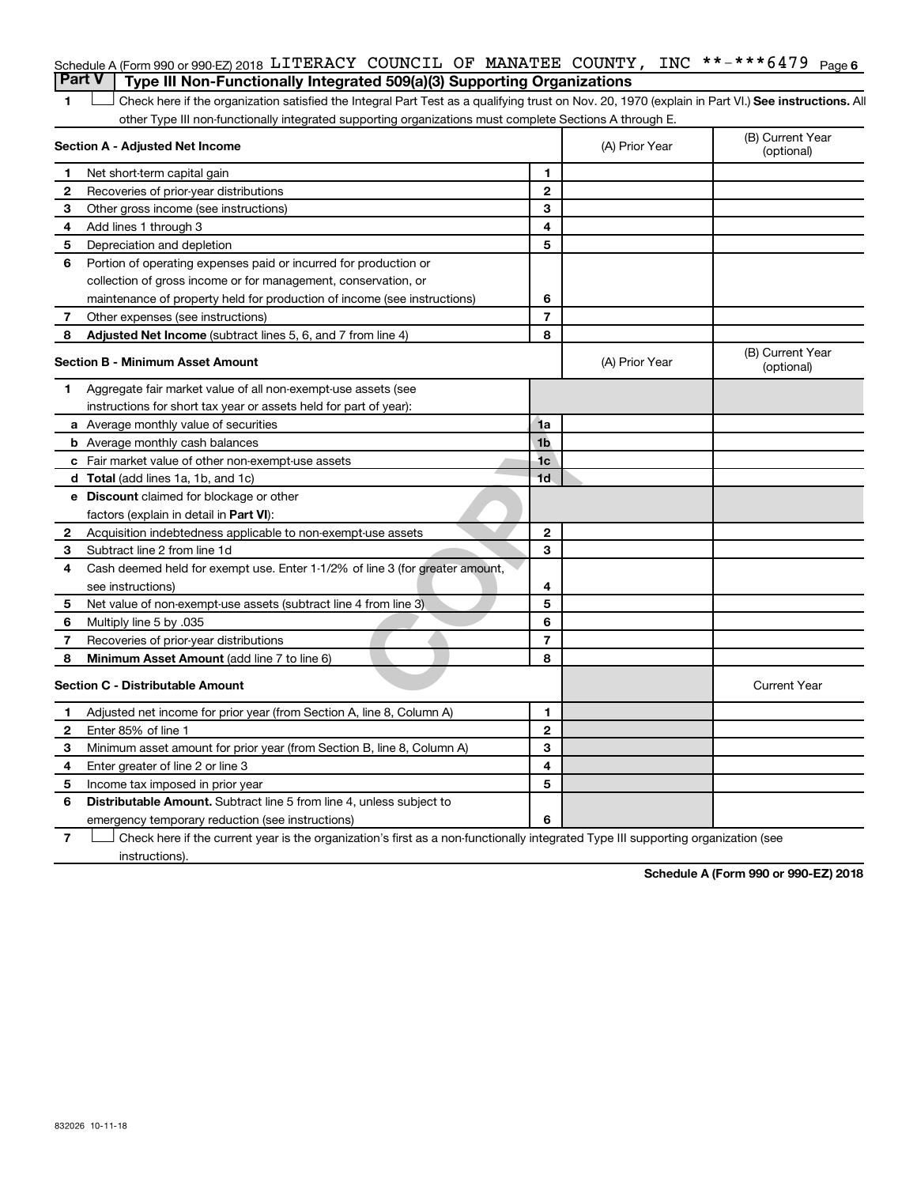Schedule A (Form 990 or 990-EZ) 2018 LITERACY COUNCIL OF MANATEE COUNTY, INC **-***6479 Page 6

## Part V Type III Non-Functionally Integrated 509(a)(3) Supporting Organizations

1 ☐ Check here if the organization satisfied the Integral Part Test as a qualifying trust on Nov. 20, 1970 (explain in Part VI.) **See instructions.** All other Type III non-functionally integrated supporting organizations must complete Sections A through E.

| **Section A - Adjusted Net Income** | | (A) Prior Year | (B) Current Year (optional) |
|---|---|---|---|
| 1 Net short-term capital gain | 1 | | |
| 2 Recoveries of prior-year distributions | 2 | | |
| 3 Other gross income (see instructions) | 3 | | |
| 4 Add lines 1 through 3 | 4 | | |
| 5 Depreciation and depletion | 5 | | |
| 6 Portion of operating expenses paid or incurred for production or collection of gross income or for management, conservation, or maintenance of property held for production of income (see instructions) | 6 | | |
| 7 Other expenses (see instructions) | 7 | | |
| 8 **Adjusted Net Income** (subtract lines 5, 6, and 7 from line 4) | 8 | | |

| **Section B - Minimum Asset Amount** | | (A) Prior Year | (B) Current Year (optional) |
|---|---|---|---|
| 1 Aggregate fair market value of all non-exempt-use assets (see instructions for short tax year or assets held for part of year): | | | |
| a Average monthly value of securities | 1a | | |
| b Average monthly cash balances | 1b | | |
| c Fair market value of other non-exempt-use assets | 1c | | |
| d **Total** (add lines 1a, 1b, and 1c) | 1d | | |
| e **Discount** claimed for blockage or other factors (explain in detail in **Part VI**): | | | |
| 2 Acquisition indebtedness applicable to non-exempt-use assets | 2 | | |
| 3 Subtract line 2 from line 1d | 3 | | |
| 4 Cash deemed held for exempt use. Enter 1-1/2% of line 3 (for greater amount, see instructions) | 4 | | |
| 5 Net value of non-exempt-use assets (subtract line 4 from line 3) | 5 | | |
| 6 Multiply line 5 by .035 | 6 | | |
| 7 Recoveries of prior-year distributions | 7 | | |
| 8 **Minimum Asset Amount** (add line 7 to line 6) | 8 | | |

| **Section C - Distributable Amount** | | | Current Year |
|---|---|---|---|
| 1 Adjusted net income for prior year (from Section A, line 8, Column A) | 1 | | |
| 2 Enter 85% of line 1 | 2 | | |
| 3 Minimum asset amount for prior year (from Section B, line 8, Column A) | 3 | | |
| 4 Enter greater of line 2 or line 3 | 4 | | |
| 5 Income tax imposed in prior year | 5 | | |
| 6 **Distributable Amount.** Subtract line 5 from line 4, unless subject to emergency temporary reduction (see instructions) | 6 | | |

7 ☐ Check here if the current year is the organization's first as a non-functionally integrated Type III supporting organization (see instructions).

**Schedule A (Form 990 or 990-EZ) 2018**

832026 10-11-18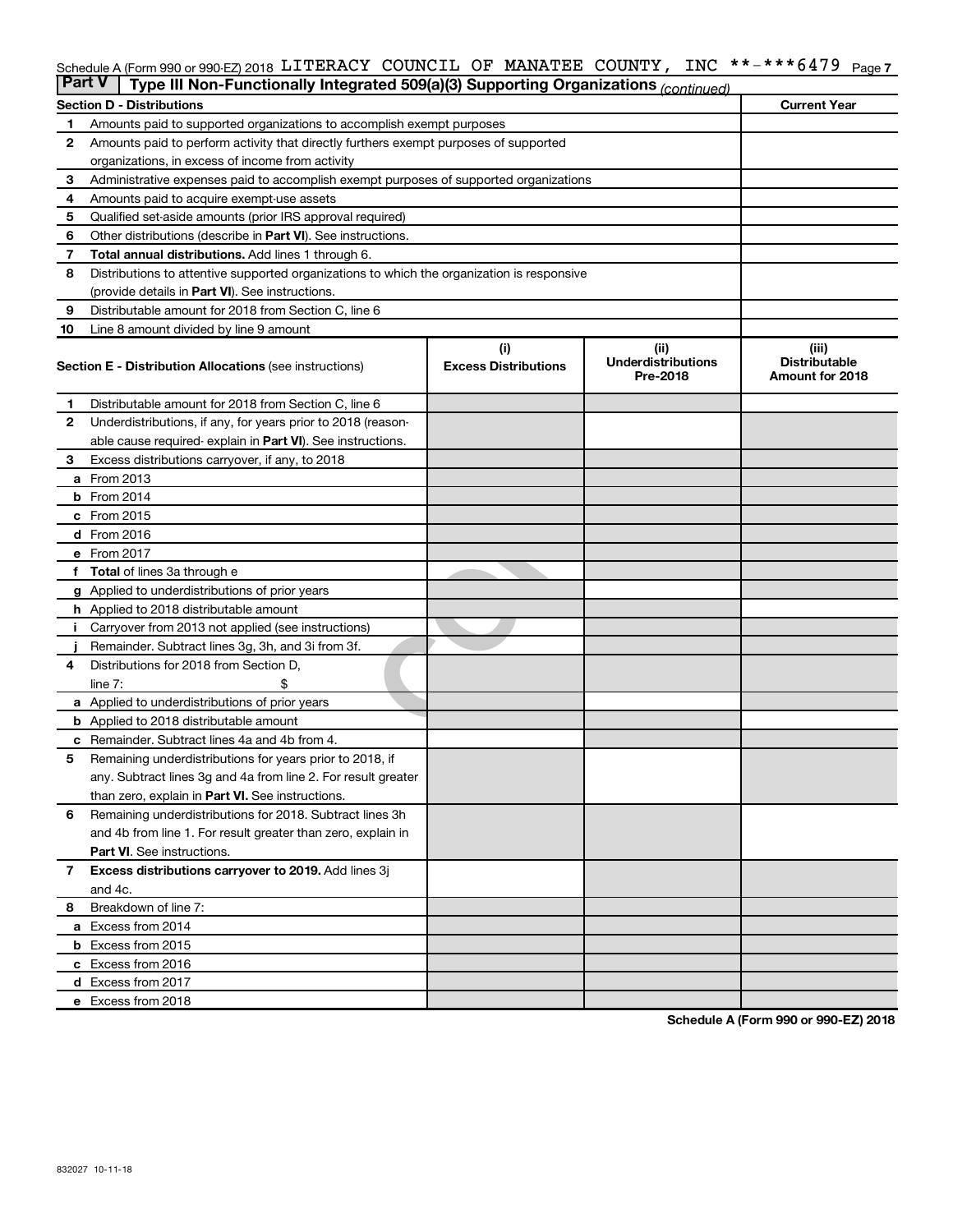Schedule A (Form 990 or 990-EZ) 2018 LITERACY COUNCIL OF MANATEE COUNTY, INC **-***6479

## Part V Type III Non-Functionally Integrated 509(a)(3) Supporting Organizations *(continued)*

| Section D - Distributions | | Current Year |
|---|---|---|
| 1 | Amounts paid to supported organizations to accomplish exempt purposes | |
| 2 | Amounts paid to perform activity that directly furthers exempt purposes of supported organizations, in excess of income from activity | |
| 3 | Administrative expenses paid to accomplish exempt purposes of supported organizations | |
| 4 | Amounts paid to acquire exempt-use assets | |
| 5 | Qualified set-aside amounts (prior IRS approval required) | |
| 6 | Other distributions (describe in **Part VI**). See instructions. | |
| 7 | **Total annual distributions.** Add lines 1 through 6. | |
| 8 | Distributions to attentive supported organizations to which the organization is responsive (provide details in **Part VI**). See instructions. | |
| 9 | Distributable amount for 2018 from Section C, line 6 | |
| 10 | Line 8 amount divided by line 9 amount | |

| | Section E - Distribution Allocations (see instructions) | (i) Excess Distributions | (ii) Underdistributions Pre-2018 | (iii) Distributable Amount for 2018 |
|---|---|---|---|---|
| 1 | Distributable amount for 2018 from Section C, line 6 | | | |
| 2 | Underdistributions, if any, for years prior to 2018 (reasonable cause required- explain in **Part VI**). See instructions. | | | |
| 3 | Excess distributions carryover, if any, to 2018 | | | |
| a | From 2013 | | | |
| b | From 2014 | | | |
| c | From 2015 | | | |
| d | From 2016 | | | |
| e | From 2017 | | | |
| f | **Total** of lines 3a through e | | | |
| g | Applied to underdistributions of prior years | | | |
| h | Applied to 2018 distributable amount | | | |
| i | Carryover from 2013 not applied (see instructions) | | | |
| j | Remainder. Subtract lines 3g, 3h, and 3i from 3f. | | | |
| 4 | Distributions for 2018 from Section D, line 7: $ | | | |
| a | Applied to underdistributions of prior years | | | |
| b | Applied to 2018 distributable amount | | | |
| c | Remainder. Subtract lines 4a and 4b from 4. | | | |
| 5 | Remaining underdistributions for years prior to 2018, if any. Subtract lines 3g and 4a from line 2. For result greater than zero, explain in **Part VI.** See instructions. | | | |
| 6 | Remaining underdistributions for 2018. Subtract lines 3h and 4b from line 1. For result greater than zero, explain in **Part VI**. See instructions. | | | |
| 7 | **Excess distributions carryover to 2019.** Add lines 3j and 4c. | | | |
| 8 | Breakdown of line 7: | | | |
| a | Excess from 2014 | | | |
| b | Excess from 2015 | | | |
| c | Excess from 2016 | | | |
| d | Excess from 2017 | | | |
| e | Excess from 2018 | | | |

**Schedule A (Form 990 or 990-EZ) 2018**

832027 10-11-18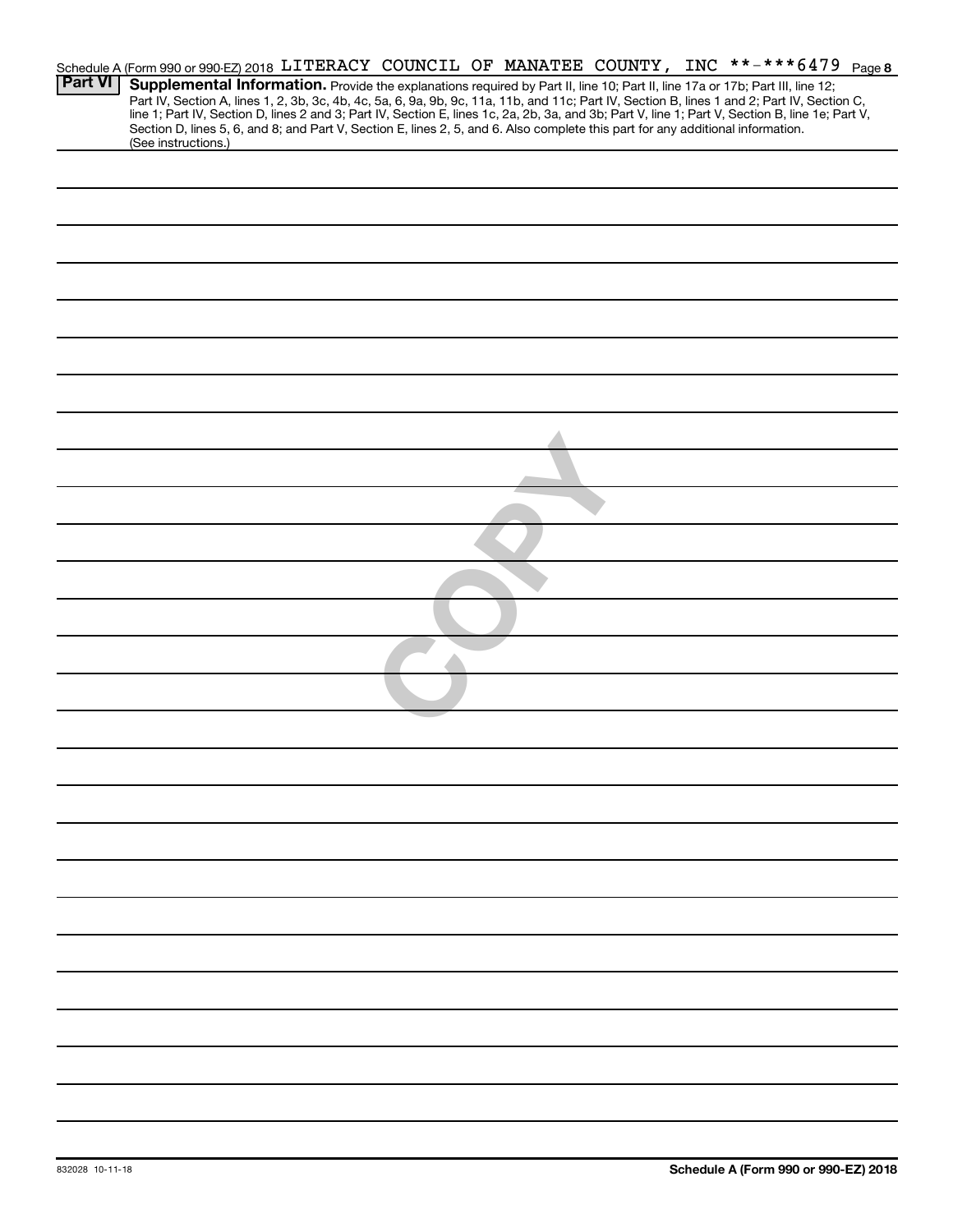Schedule A (Form 990 or 990-EZ) 2018 LITERACY COUNCIL OF MANATEE COUNTY, INC **-***6479 Page 8

**Part VI** **Supplemental Information.** Provide the explanations required by Part II, line 10; Part II, line 17a or 17b; Part III, line 12; Part IV, Section A, lines 1, 2, 3b, 3c, 4b, 4c, 5a, 6, 9a, 9b, 9c, 11a, 11b, and 11c; Part IV, Section B, lines 1 and 2; Part IV, Section C, line 1; Part IV, Section D, lines 2 and 3; Part IV, Section E, lines 1c, 2a, 2b, 3a, and 3b; Part V, line 1; Part V, Section B, line 1e; Part V, Section D, lines 5, 6, and 8; and Part V, Section E, lines 2, 5, and 6. Also complete this part for any additional information. (See instructions.)

COPY

832028 10-11-18

**Schedule A (Form 990 or 990-EZ) 2018**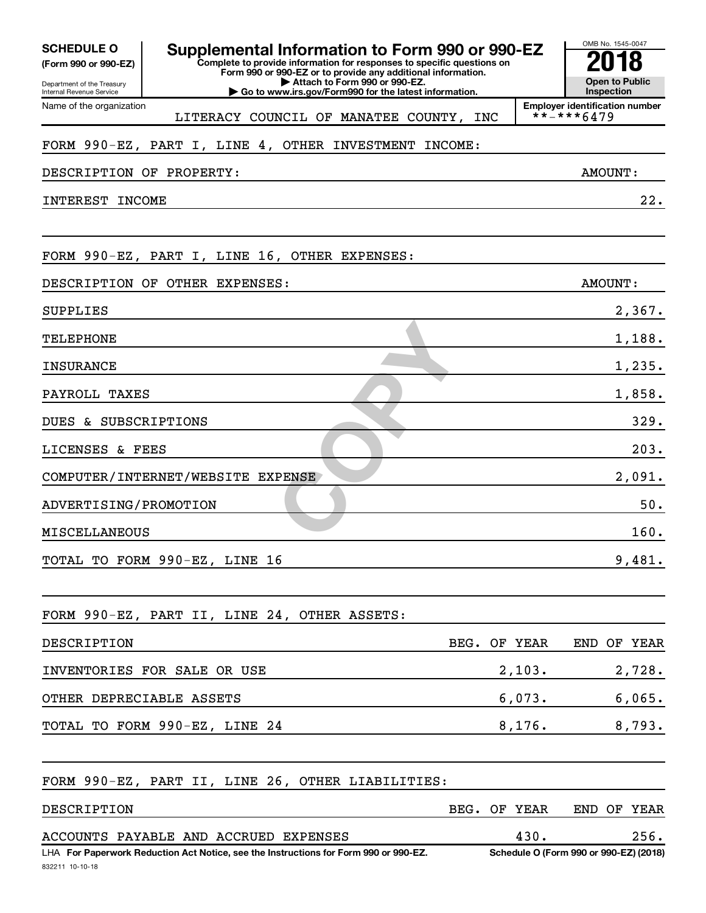**SCHEDULE O**
**(Form 990 or 990-EZ)**

Department of the Treasury
Internal Revenue Service

# Supplemental Information to Form 990 or 990-EZ

**Complete to provide information for responses to specific questions on Form 990 or 990-EZ or to provide any additional information.**
**▶ Attach to Form 990 or 990-EZ.**
**▶ Go to www.irs.gov/Form990 for the latest information.**

OMB No. 1545-0047

**2018**

**Open to Public Inspection**

Name of the organization: LITERACY COUNCIL OF MANATEE COUNTY, INC

**Employer identification number:** **-***6479

FORM 990-EZ, PART I, LINE 4, OTHER INVESTMENT INCOME:

| DESCRIPTION OF PROPERTY: | AMOUNT: |
|---|---|
| INTEREST INCOME | 22. |

FORM 990-EZ, PART I, LINE 16, OTHER EXPENSES:

| DESCRIPTION OF OTHER EXPENSES: | AMOUNT: |
|---|---|
| SUPPLIES | 2,367. |
| TELEPHONE | 1,188. |
| INSURANCE | 1,235. |
| PAYROLL TAXES | 1,858. |
| DUES & SUBSCRIPTIONS | 329. |
| LICENSES & FEES | 203. |
| COMPUTER/INTERNET/WEBSITE EXPENSE | 2,091. |
| ADVERTISING/PROMOTION | 50. |
| MISCELLANEOUS | 160. |
| TOTAL TO FORM 990-EZ, LINE 16 | 9,481. |

FORM 990-EZ, PART II, LINE 24, OTHER ASSETS:

| DESCRIPTION | BEG. OF YEAR | END OF YEAR |
|---|---|---|
| INVENTORIES FOR SALE OR USE | 2,103. | 2,728. |
| OTHER DEPRECIABLE ASSETS | 6,073. | 6,065. |
| TOTAL TO FORM 990-EZ, LINE 24 | 8,176. | 8,793. |

FORM 990-EZ, PART II, LINE 26, OTHER LIABILITIES:

| DESCRIPTION | BEG. OF YEAR | END OF YEAR |
|---|---|---|
| ACCOUNTS PAYABLE AND ACCRUED EXPENSES | 430. | 256. |

LHA **For Paperwork Reduction Act Notice, see the Instructions for Form 990 or 990-EZ.** **Schedule O (Form 990 or 990-EZ) (2018)**

832211 10-10-18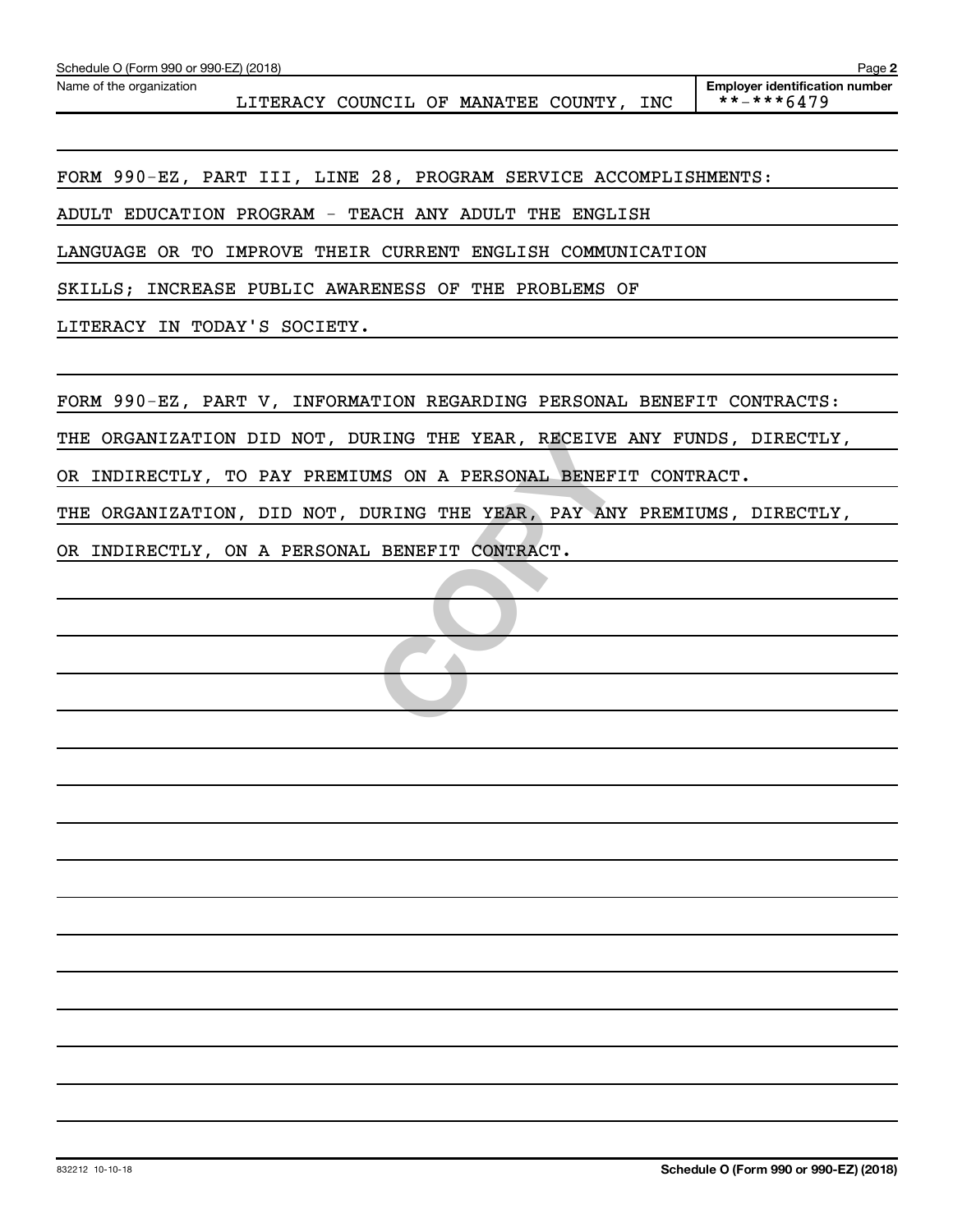Schedule O (Form 990 or 990-EZ) (2018)

Name of the organization: LITERACY COUNCIL OF MANATEE COUNTY, INC

Employer identification number: **-***6479

FORM 990-EZ, PART III, LINE 28, PROGRAM SERVICE ACCOMPLISHMENTS:

ADULT EDUCATION PROGRAM - TEACH ANY ADULT THE ENGLISH LANGUAGE OR TO IMPROVE THEIR CURRENT ENGLISH COMMUNICATION SKILLS; INCREASE PUBLIC AWARENESS OF THE PROBLEMS OF LITERACY IN TODAY'S SOCIETY.

FORM 990-EZ, PART V, INFORMATION REGARDING PERSONAL BENEFIT CONTRACTS:

THE ORGANIZATION DID NOT, DURING THE YEAR, RECEIVE ANY FUNDS, DIRECTLY, OR INDIRECTLY, TO PAY PREMIUMS ON A PERSONAL BENEFIT CONTRACT.

THE ORGANIZATION, DID NOT, DURING THE YEAR, PAY ANY PREMIUMS, DIRECTLY, OR INDIRECTLY, ON A PERSONAL BENEFIT CONTRACT.

832212 10-10-18

Schedule O (Form 990 or 990-EZ) (2018)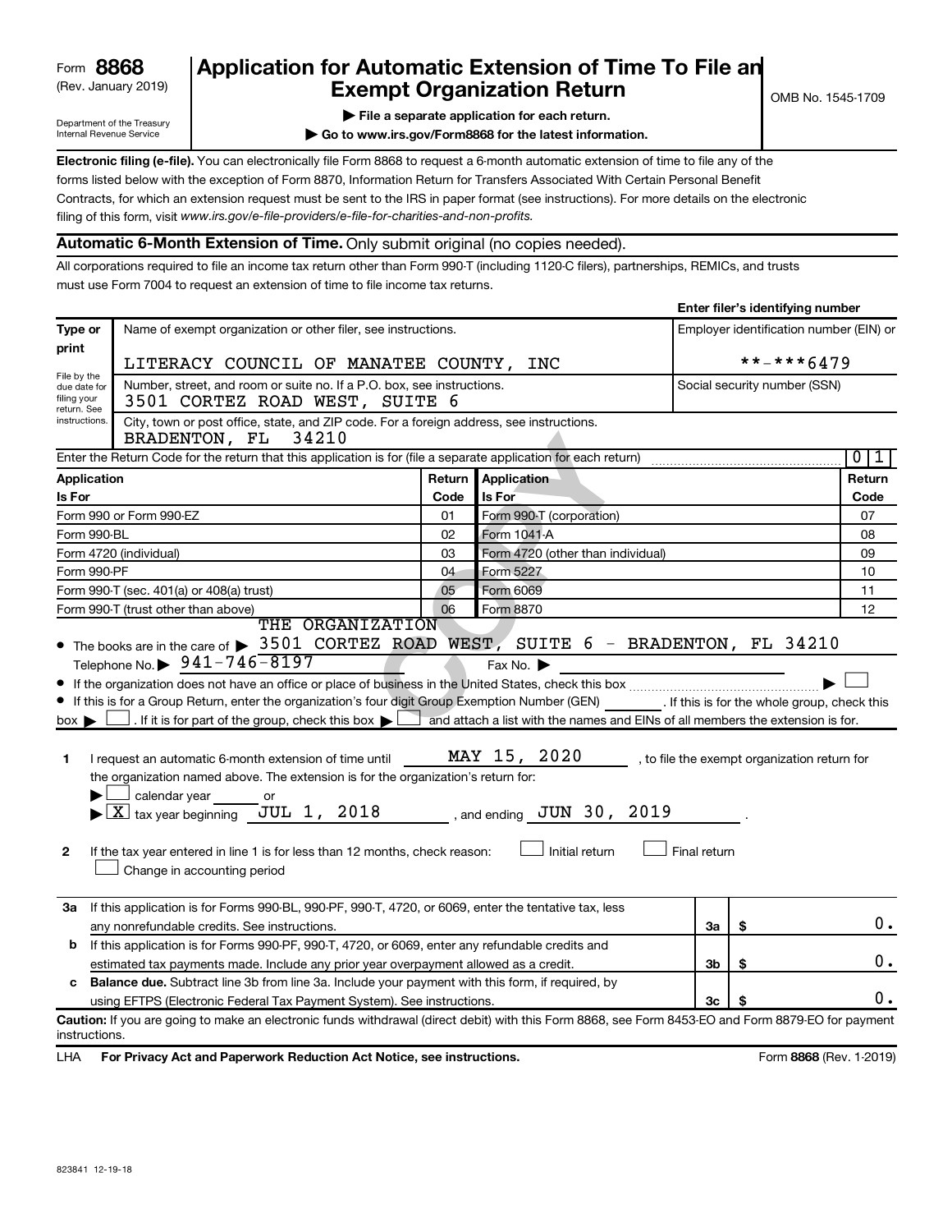Form **8868**
(Rev. January 2019)

Department of the Treasury
Internal Revenue Service

# Application for Automatic Extension of Time To File an Exempt Organization Return

▶ **File a separate application for each return.**

▶ **Go to www.irs.gov/Form8868 for the latest information.**

OMB No. 1545-1709

**Electronic filing (e-file).** You can electronically file Form 8868 to request a 6-month automatic extension of time to file any of the forms listed below with the exception of Form 8870, Information Return for Transfers Associated With Certain Personal Benefit Contracts, for which an extension request must be sent to the IRS in paper format (see instructions). For more details on the electronic filing of this form, visit *www.irs.gov/e-file-providers/e-file-for-charities-and-non-profits.*

## Automatic 6-Month Extension of Time. Only submit original (no copies needed).

All corporations required to file an income tax return other than Form 990-T (including 1120-C filers), partnerships, REMICs, and trusts must use Form 7004 to request an extension of time to file income tax returns.

**Enter filer's identifying number**

| Type or print | | |
|---|---|---|
| File by the due date for filing your return. See instructions. | Name of exempt organization or other filer, see instructions.<br>LITERACY COUNCIL OF MANATEE COUNTY, INC | Employer identification number (EIN) or<br>**-***6479 |
| | Number, street, and room or suite no. If a P.O. box, see instructions.<br>3501 CORTEZ ROAD WEST, SUITE 6 | Social security number (SSN) |
| | City, town or post office, state, and ZIP code. For a foreign address, see instructions.<br>BRADENTON, FL 34210 | |

Enter the Return Code for the return that this application is for (file a separate application for each return) 01

| Application Is For | Return Code | Application Is For | Return Code |
|---|---|---|---|
| Form 990 or Form 990-EZ | 01 | Form 990-T (corporation) | 07 |
| Form 990-BL | 02 | Form 1041-A | 08 |
| Form 4720 (individual) | 03 | Form 4720 (other than individual) | 09 |
| Form 990-PF | 04 | Form 5227 | 10 |
| Form 990-T (sec. 401(a) or 408(a) trust) | 05 | Form 6069 | 11 |
| Form 990-T (trust other than above) | 06 | Form 8870 | 12 |

- The books are in the care of ▶ THE ORGANIZATION 3501 CORTEZ ROAD WEST, SUITE 6 - BRADENTON, FL 34210
  Telephone No. ▶ 941-746-8197 Fax No. ▶
- If the organization does not have an office or place of business in the United States, check this box ▶ ☐
- If this is for a Group Return, enter the organization's four digit Group Exemption Number (GEN) ______ . If this is for the whole group, check this box ▶ ☐ . If it is for part of the group, check this box ▶ ☐ and attach a list with the names and EINs of all members the extension is for.

**1** I request an automatic 6-month extension of time until MAY 15, 2020 , to file the exempt organization return for the organization named above. The extension is for the organization's return for:
▶ ☐ calendar year ______ or
▶ ☒ tax year beginning JUL 1, 2018 , and ending JUN 30, 2019 .

**2** If the tax year entered in line 1 is for less than 12 months, check reason: ☐ Initial return ☐ Final return ☐ Change in accounting period

| | | | |
|---|---|---|---|
| **3a** | If this application is for Forms 990-BL, 990-PF, 990-T, 4720, or 6069, enter the tentative tax, less any nonrefundable credits. See instructions. | 3a | $ 0. |
| **b** | If this application is for Forms 990-PF, 990-T, 4720, or 6069, enter any refundable credits and estimated tax payments made. Include any prior year overpayment allowed as a credit. | 3b | $ 0. |
| **c** | **Balance due.** Subtract line 3b from line 3a. Include your payment with this form, if required, by using EFTPS (Electronic Federal Tax Payment System). See instructions. | 3c | $ 0. |

**Caution:** If you are going to make an electronic funds withdrawal (direct debit) with this Form 8868, see Form 8453-EO and Form 8879-EO for payment instructions.

LHA **For Privacy Act and Paperwork Reduction Act Notice, see instructions.** Form **8868** (Rev. 1-2019)

823841 12-19-18